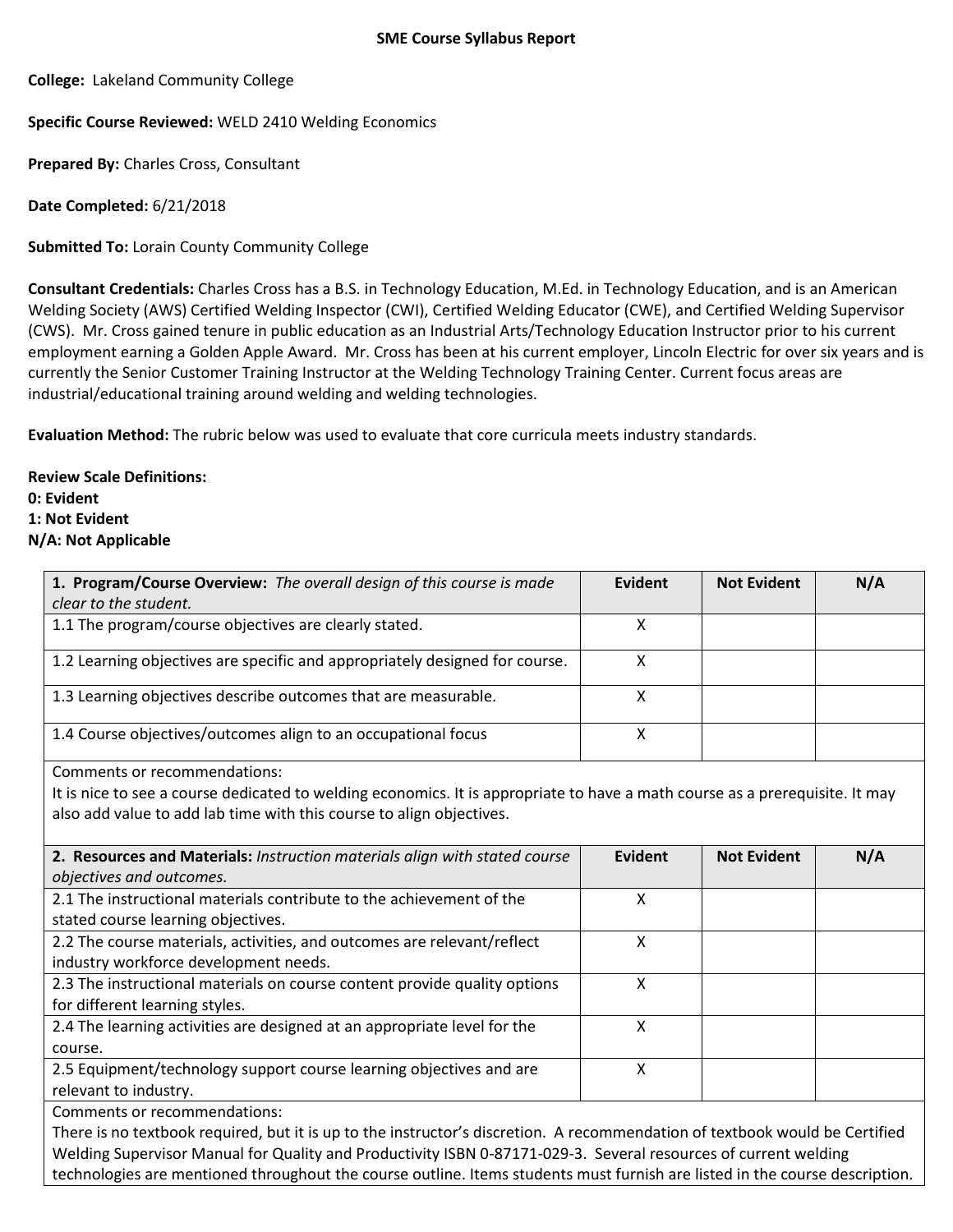**SME Course Syllabus Report**

**College:** Lakeland Community College

**Specific Course Reviewed:** WELD 2410 Welding Economics

**Prepared By:** Charles Cross, Consultant

**Date Completed:** 6/21/2018

**Submitted To:** Lorain County Community College

**Consultant Credentials:** Charles Cross has a B.S. in Technology Education, M.Ed. in Technology Education, and is an American Welding Society (AWS) Certified Welding Inspector (CWI), Certified Welding Educator (CWE), and Certified Welding Supervisor (CWS). Mr. Cross gained tenure in public education as an Industrial Arts/Technology Education Instructor prior to his current employment earning a Golden Apple Award. Mr. Cross has been at his current employer, Lincoln Electric for over six years and is currently the Senior Customer Training Instructor at the Welding Technology Training Center. Current focus areas are industrial/educational training around welding and welding technologies.

**Evaluation Method:** The rubric below was used to evaluate that core curricula meets industry standards.

**Review Scale Definitions:**
**0: Evident**
**1: Not Evident**
**N/A: Not Applicable**

| **1. Program/Course Overview:** *The overall design of this course is made clear to the student.* | **Evident** | **Not Evident** | **N/A** |
|---|---|---|---|
| 1.1 The program/course objectives are clearly stated. | X | | |
| 1.2 Learning objectives are specific and appropriately designed for course. | X | | |
| 1.3 Learning objectives describe outcomes that are measurable. | X | | |
| 1.4 Course objectives/outcomes align to an occupational focus | X | | |
| Comments or recommendations: It is nice to see a course dedicated to welding economics. It is appropriate to have a math course as a prerequisite. It may also add value to add lab time with this course to align objectives. | | | |

| **2. Resources and Materials:** *Instruction materials align with stated course objectives and outcomes.* | **Evident** | **Not Evident** | **N/A** |
|---|---|---|---|
| 2.1 The instructional materials contribute to the achievement of the stated course learning objectives. | X | | |
| 2.2 The course materials, activities, and outcomes are relevant/reflect industry workforce development needs. | X | | |
| 2.3 The instructional materials on course content provide quality options for different learning styles. | X | | |
| 2.4 The learning activities are designed at an appropriate level for the course. | X | | |
| 2.5 Equipment/technology support course learning objectives and are relevant to industry. | X | | |
| Comments or recommendations: There is no textbook required, but it is up to the instructor's discretion. A recommendation of textbook would be Certified Welding Supervisor Manual for Quality and Productivity ISBN 0-87171-029-3. Several resources of current welding technologies are mentioned throughout the course outline. Items students must furnish are listed in the course description. | | | |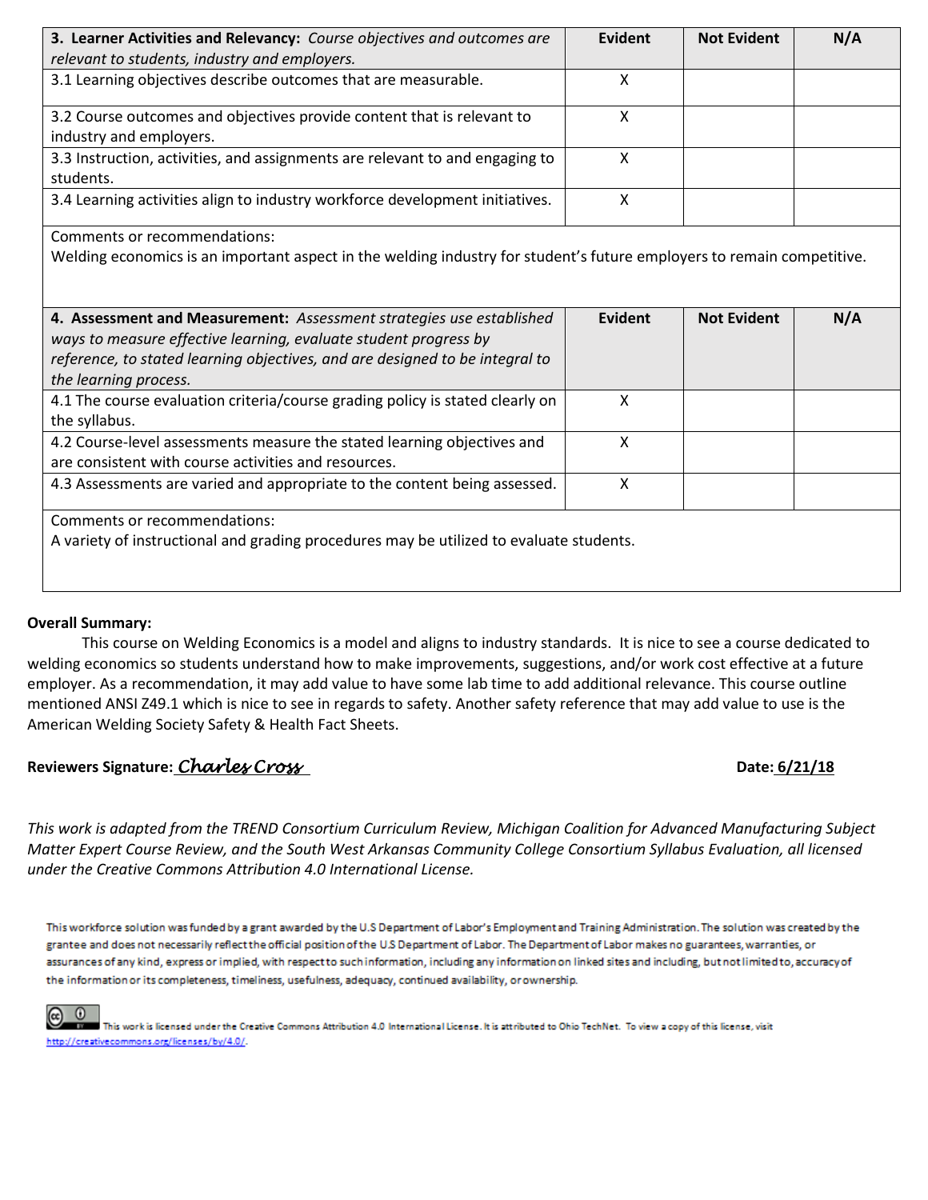| 3. Learner Activities and Relevancy: *Course objectives and outcomes are relevant to students, industry and employers.* | Evident | Not Evident | N/A |
|---|---|---|---|
| 3.1 Learning objectives describe outcomes that are measurable. | X | | |
| 3.2 Course outcomes and objectives provide content that is relevant to industry and employers. | X | | |
| 3.3 Instruction, activities, and assignments are relevant to and engaging to students. | X | | |
| 3.4 Learning activities align to industry workforce development initiatives. | X | | |
| Comments or recommendations: Welding economics is an important aspect in the welding industry for student's future employers to remain competitive. | | | |

| 4. Assessment and Measurement: *Assessment strategies use established ways to measure effective learning, evaluate student progress by reference, to stated learning objectives, and are designed to be integral to the learning process.* | Evident | Not Evident | N/A |
|---|---|---|---|
| 4.1 The course evaluation criteria/course grading policy is stated clearly on the syllabus. | X | | |
| 4.2 Course-level assessments measure the stated learning objectives and are consistent with course activities and resources. | X | | |
| 4.3 Assessments are varied and appropriate to the content being assessed. | X | | |
| Comments or recommendations: A variety of instructional and grading procedures may be utilized to evaluate students. | | | |

**Overall Summary:**

This course on Welding Economics is a model and aligns to industry standards. It is nice to see a course dedicated to welding economics so students understand how to make improvements, suggestions, and/or work cost effective at a future employer. As a recommendation, it may add value to have some lab time to add additional relevance. This course outline mentioned ANSI Z49.1 which is nice to see in regards to safety. Another safety reference that may add value to use is the American Welding Society Safety & Health Fact Sheets.

**Reviewers Signature:** *Charles Cross* **Date:** 6/21/18

*This work is adapted from the TREND Consortium Curriculum Review, Michigan Coalition for Advanced Manufacturing Subject Matter Expert Course Review, and the South West Arkansas Community College Consortium Syllabus Evaluation, all licensed under the Creative Commons Attribution 4.0 International License.*

This workforce solution was funded by a grant awarded by the U.S Department of Labor's Employment and Training Administration. The solution was created by the grantee and does not necessarily reflect the official position of the U.S Department of Labor. The Department of Labor makes no guarantees, warranties, or assurances of any kind, express or implied, with respect to such information, including any information on linked sites and including, but not limited to, accuracy of the information or its completeness, timeliness, usefulness, adequacy, continued availability, or ownership.

This work is licensed under the Creative Commons Attribution 4.0 International License. It is attributed to Ohio TechNet. To view a copy of this license, visit http://creativecommons.org/licenses/by/4.0/.